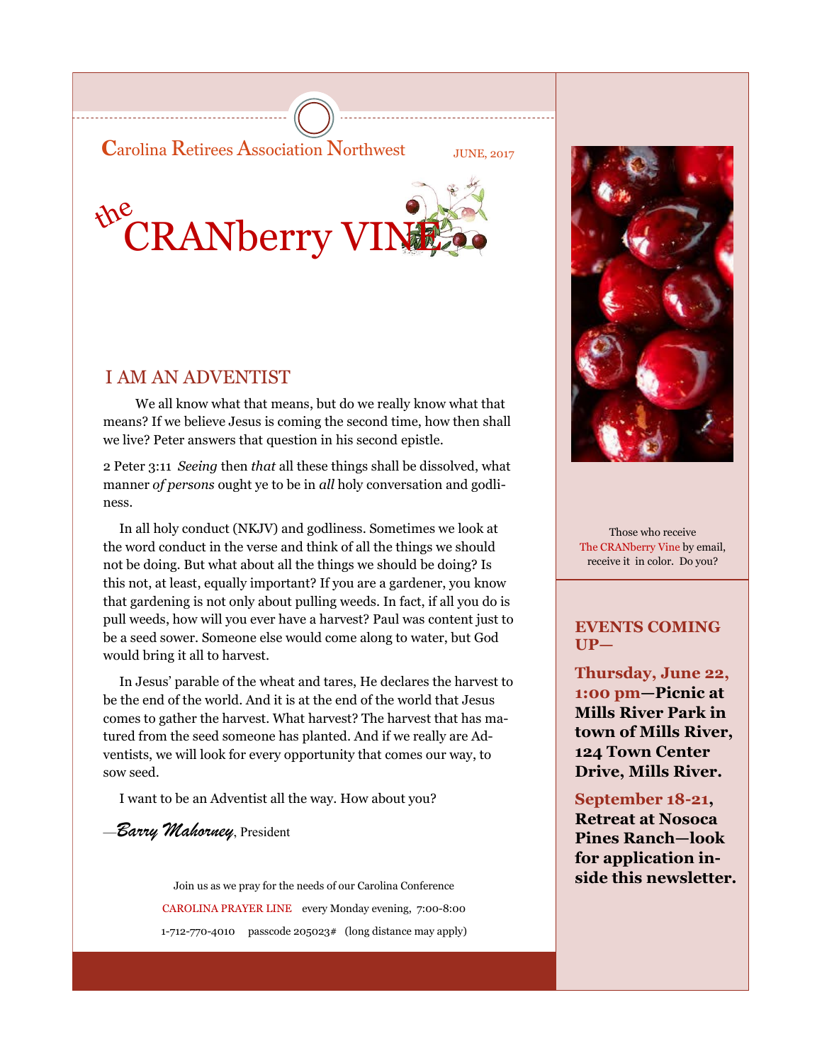Carolina Retirees Association Northwest

JUNE, 2017

# the CRANberry VINE

## I AM AN ADVENTIST

We all know what that means, but do we really know what that means? If we believe Jesus is coming the second time, how then shall we live? Peter answers that question in his second epistle.

2 Peter 3:11 *Seeing* then *that* all these things shall be dissolved, what manner *of persons* ought ye to be in *all* holy conversation and godliness.

In all holy conduct (NKJV) and godliness. Sometimes we look at the word conduct in the verse and think of all the things we should not be doing. But what about all the things we should be doing? Is this not, at least, equally important? If you are a gardener, you know that gardening is not only about pulling weeds. In fact, if all you do is pull weeds, how will you ever have a harvest? Paul was content just to be a seed sower. Someone else would come along to water, but God would bring it all to harvest.

In Jesus' parable of the wheat and tares, He declares the harvest to be the end of the world. And it is at the end of the world that Jesus comes to gather the harvest. What harvest? The harvest that has matured from the seed someone has planted. And if we really are Adventists, we will look for every opportunity that comes our way, to sow seed.

I want to be an Adventist all the way. How about you?

—*Barry Mahorney*, President

Join us as we pray for the needs of our Carolina Conference

CAROLINA PRAYER LINE every Monday evening, 7:00-8:00

1-712-770-4010 passcode 205023# (long distance may apply)

Those who receive The CRANberry Vine by email, receive it in color. Do you?

### EVENTS COMING UP—

**Thursday, June 22, 1:00 pm—Picnic at Mills River Park in town of Mills River, 124 Town Center Drive, Mills River.**

**September 18-21, Retreat at Nosoca Pines Ranch—look for application inside this newsletter.**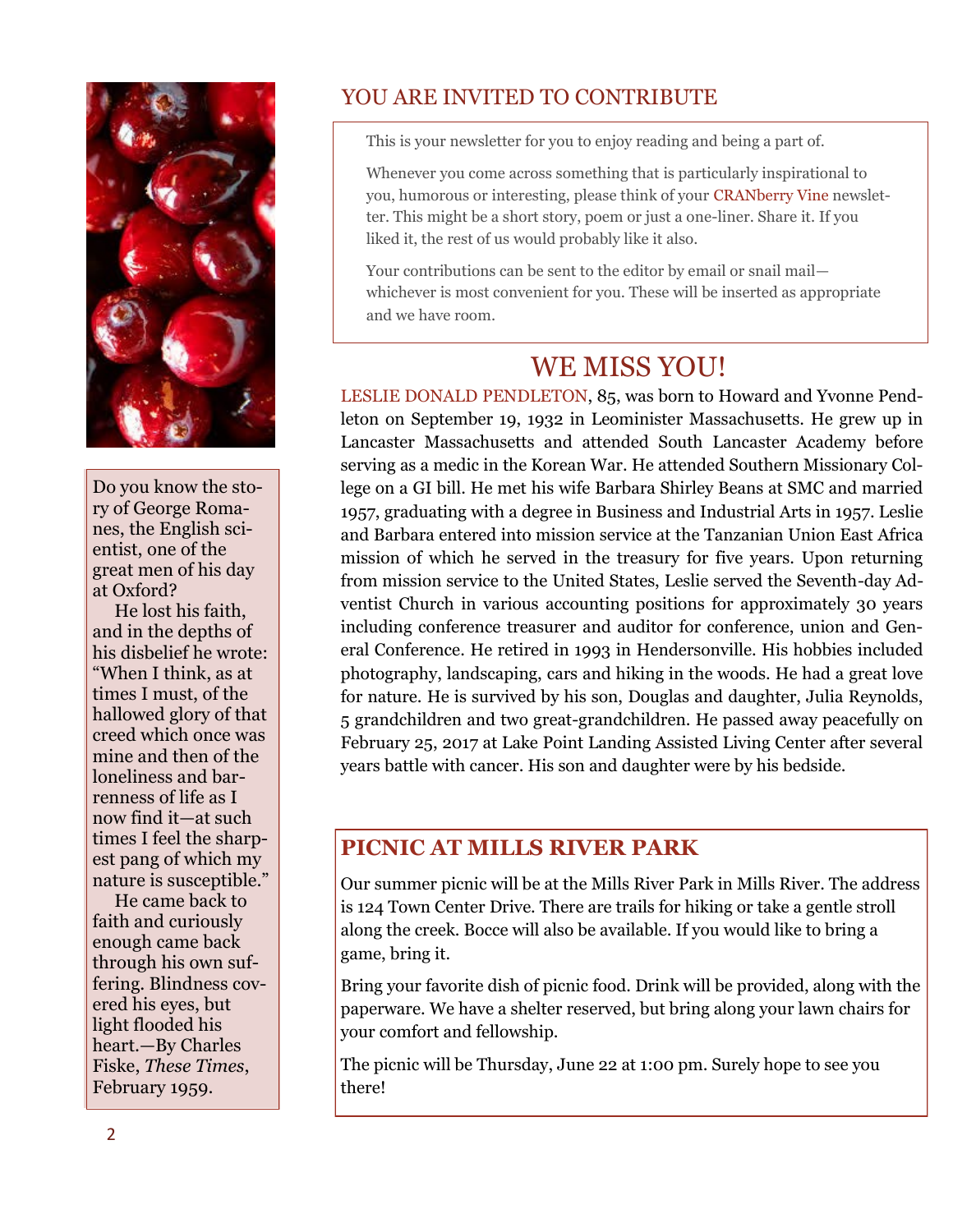## YOU ARE INVITED TO CONTRIBUTE

This is your newsletter for you to enjoy reading and being a part of.

Whenever you come across something that is particularly inspirational to you, humorous or interesting, please think of your CRANberry Vine newsletter. This might be a short story, poem or just a one-liner. Share it. If you liked it, the rest of us would probably like it also.

Your contributions can be sent to the editor by email or snail mail—whichever is most convenient for you. These will be inserted as appropriate and we have room.

Do you know the story of George Romanes, the English scientist, one of the great men of his day at Oxford?

He lost his faith, and in the depths of his disbelief he wrote: "When I think, as at times I must, of the hallowed glory of that creed which once was mine and then of the loneliness and barrenness of life as I now find it—at such times I feel the sharpest pang of which my nature is susceptible."

He came back to faith and curiously enough came back through his own suffering. Blindness covered his eyes, but light flooded his heart.—By Charles Fiske, *These Times*, February 1959.

# WE MISS YOU!

LESLIE DONALD PENDLETON, 85, was born to Howard and Yvonne Pendleton on September 19, 1932 in Leominister Massachusetts. He grew up in Lancaster Massachusetts and attended South Lancaster Academy before serving as a medic in the Korean War. He attended Southern Missionary College on a GI bill. He met his wife Barbara Shirley Beans at SMC and married 1957, graduating with a degree in Business and Industrial Arts in 1957. Leslie and Barbara entered into mission service at the Tanzanian Union East Africa mission of which he served in the treasury for five years. Upon returning from mission service to the United States, Leslie served the Seventh-day Adventist Church in various accounting positions for approximately 30 years including conference treasurer and auditor for conference, union and General Conference. He retired in 1993 in Hendersonville. His hobbies included photography, landscaping, cars and hiking in the woods. He had a great love for nature. He is survived by his son, Douglas and daughter, Julia Reynolds, 5 grandchildren and two great-grandchildren. He passed away peacefully on February 25, 2017 at Lake Point Landing Assisted Living Center after several years battle with cancer. His son and daughter were by his bedside.

## PICNIC AT MILLS RIVER PARK

Our summer picnic will be at the Mills River Park in Mills River. The address is 124 Town Center Drive. There are trails for hiking or take a gentle stroll along the creek. Bocce will also be available. If you would like to bring a game, bring it.

Bring your favorite dish of picnic food. Drink will be provided, along with the paperware. We have a shelter reserved, but bring along your lawn chairs for your comfort and fellowship.

The picnic will be Thursday, June 22 at 1:00 pm. Surely hope to see you there!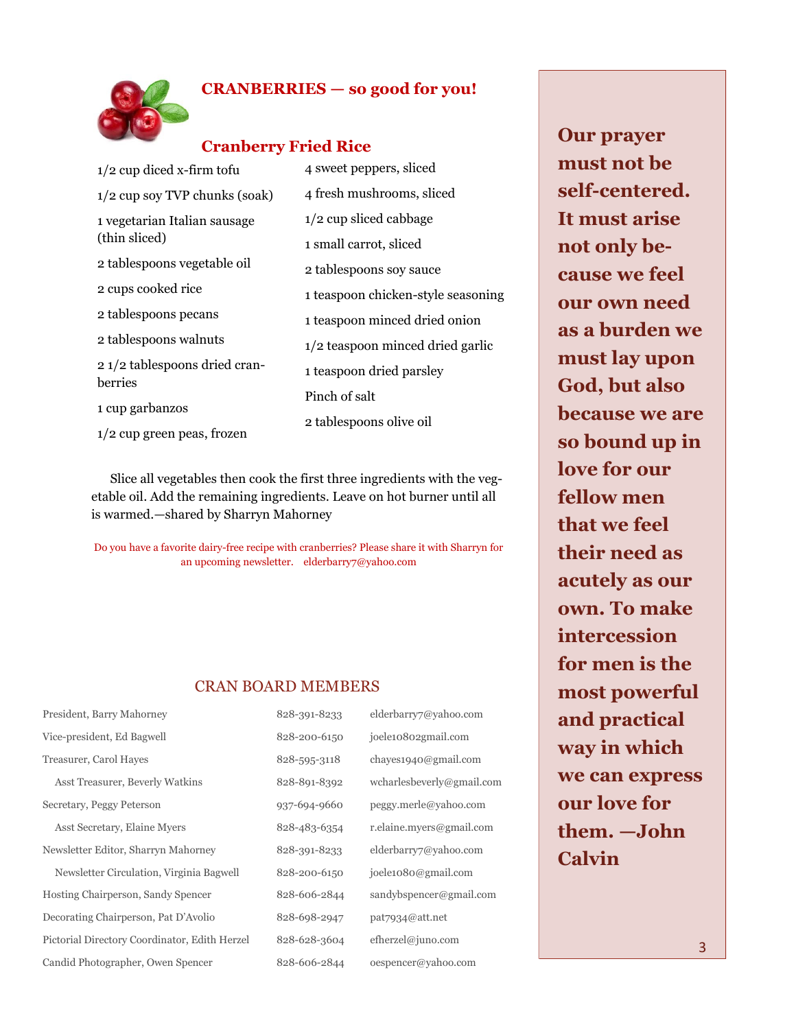## CRANBERRIES — so good for you!

### Cranberry Fried Rice

- 1/2 cup diced x-firm tofu
- 1/2 cup soy TVP chunks (soak)
- 1 vegetarian Italian sausage (thin sliced)
- 2 tablespoons vegetable oil
- 2 cups cooked rice
- 2 tablespoons pecans
- 2 tablespoons walnuts
- 2 1/2 tablespoons dried cranberries
- 1 cup garbanzos
- 1/2 cup green peas, frozen
- 4 sweet peppers, sliced
- 4 fresh mushrooms, sliced
- 1/2 cup sliced cabbage
- 1 small carrot, sliced
- 2 tablespoons soy sauce
- 1 teaspoon chicken-style seasoning
- 1 teaspoon minced dried onion
- 1/2 teaspoon minced dried garlic
- 1 teaspoon dried parsley
- Pinch of salt
- 2 tablespoons olive oil

Slice all vegetables then cook the first three ingredients with the vegetable oil. Add the remaining ingredients. Leave on hot burner until all is warmed.—shared by Sharryn Mahorney

Do you have a favorite dairy-free recipe with cranberries? Please share it with Sharryn for an upcoming newsletter. elderbarry7@yahoo.com

**Our prayer must not be self-centered. It must arise not only because we feel our own need as a burden we must lay upon God, but also because we are so bound up in love for our fellow men that we feel their need as acutely as our own. To make intercession for men is the most powerful and practical way in which we can express our love for them. —John Calvin**

## CRAN BOARD MEMBERS

| | | |
|---|---|---|
| President, Barry Mahorney | 828-391-8233 | elderbarry7@yahoo.com |
| Vice-president, Ed Bagwell | 828-200-6150 | joele10802gmail.com |
| Treasurer, Carol Hayes | 828-595-3118 | chayes1940@gmail.com |
| Asst Treasurer, Beverly Watkins | 828-891-8392 | wcharlesbeverly@gmail.com |
| Secretary, Peggy Peterson | 937-694-9660 | peggy.merle@yahoo.com |
| Asst Secretary, Elaine Myers | 828-483-6354 | r.elaine.myers@gmail.com |
| Newsletter Editor, Sharryn Mahorney | 828-391-8233 | elderbarry7@yahoo.com |
| Newsletter Circulation, Virginia Bagwell | 828-200-6150 | joele1080@gmail.com |
| Hosting Chairperson, Sandy Spencer | 828-606-2844 | sandybspencer@gmail.com |
| Decorating Chairperson, Pat D'Avolio | 828-698-2947 | pat7934@att.net |
| Pictorial Directory Coordinator, Edith Herzel | 828-628-3604 | efherzel@juno.com |
| Candid Photographer, Owen Spencer | 828-606-2844 | oespencer@yahoo.com |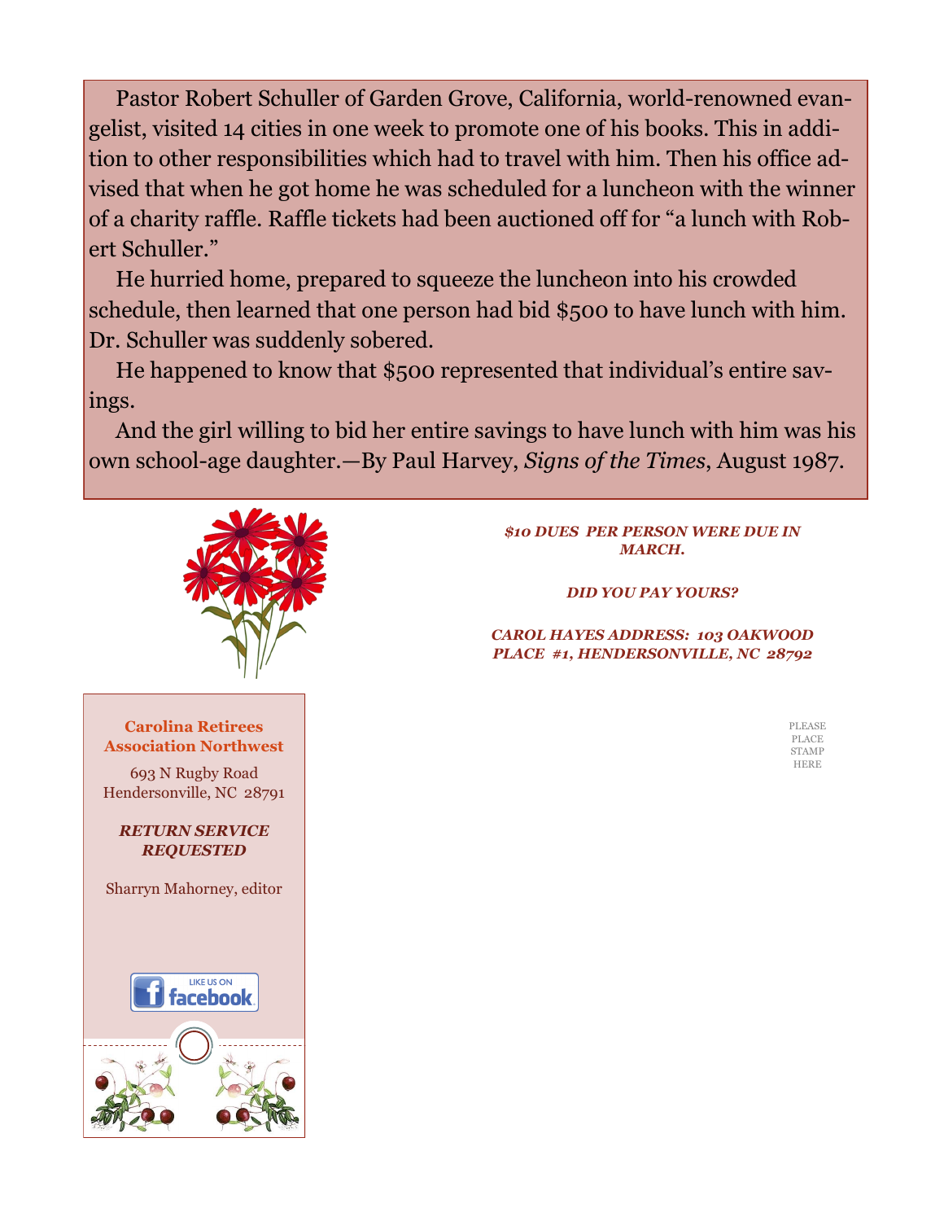Pastor Robert Schuller of Garden Grove, California, world-renowned evangelist, visited 14 cities in one week to promote one of his books. This in addition to other responsibilities which had to travel with him. Then his office advised that when he got home he was scheduled for a luncheon with the winner of a charity raffle. Raffle tickets had been auctioned off for "a lunch with Robert Schuller."

He hurried home, prepared to squeeze the luncheon into his crowded schedule, then learned that one person had bid $500 to have lunch with him. Dr. Schuller was suddenly sobered.

He happened to know that $500 represented that individual's entire savings.

And the girl willing to bid her entire savings to have lunch with him was his own school-age daughter.—By Paul Harvey, *Signs of the Times*, August 1987.

***$10 DUES PER PERSON WERE DUE IN MARCH.***

***DID YOU PAY YOURS?***

***CAROL HAYES ADDRESS: 103 OAKWOOD PLACE #1, HENDERSONVILLE, NC 28792***

**Carolina Retirees Association Northwest**

693 N Rugby Road
Hendersonville, NC 28791

***RETURN SERVICE REQUESTED***

Sharryn Mahorney, editor

LIKE US ON facebook

PLEASE PLACE STAMP HERE